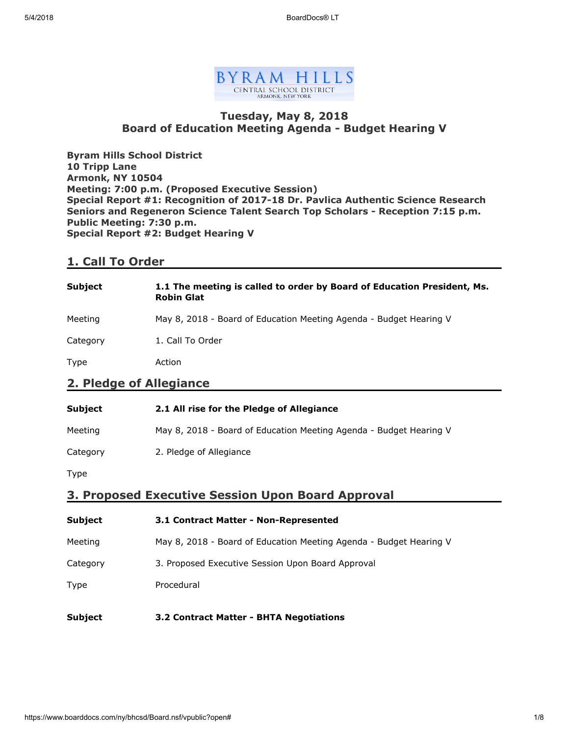BYRAM HILLS
CENTRAL SCHOOL DISTRICT
ARMONK, NEW YORK

# Tuesday, May 8, 2018
# Board of Education Meeting Agenda - Budget Hearing V

**Byram Hills School District**
**10 Tripp Lane**
**Armonk, NY 10504**
**Meeting: 7:00 p.m. (Proposed Executive Session)**
**Special Report #1: Recognition of 2017-18 Dr. Pavlica Authentic Science Research Seniors and Regeneron Science Talent Search Top Scholars - Reception 7:15 p.m.**
**Public Meeting: 7:30 p.m.**
**Special Report #2: Budget Hearing V**

## 1. Call To Order

| | |
|---|---|
| **Subject** | **1.1 The meeting is called to order by Board of Education President, Ms. Robin Glat** |
| Meeting | May 8, 2018 - Board of Education Meeting Agenda - Budget Hearing V |
| Category | 1. Call To Order |
| Type | Action |

## 2. Pledge of Allegiance

| | |
|---|---|
| **Subject** | **2.1 All rise for the Pledge of Allegiance** |
| Meeting | May 8, 2018 - Board of Education Meeting Agenda - Budget Hearing V |
| Category | 2. Pledge of Allegiance |
| Type | |

## 3. Proposed Executive Session Upon Board Approval

| | |
|---|---|
| **Subject** | **3.1 Contract Matter - Non-Represented** |
| Meeting | May 8, 2018 - Board of Education Meeting Agenda - Budget Hearing V |
| Category | 3. Proposed Executive Session Upon Board Approval |
| Type | Procedural |

| | |
|---|---|
| **Subject** | **3.2 Contract Matter - BHTA Negotiations** |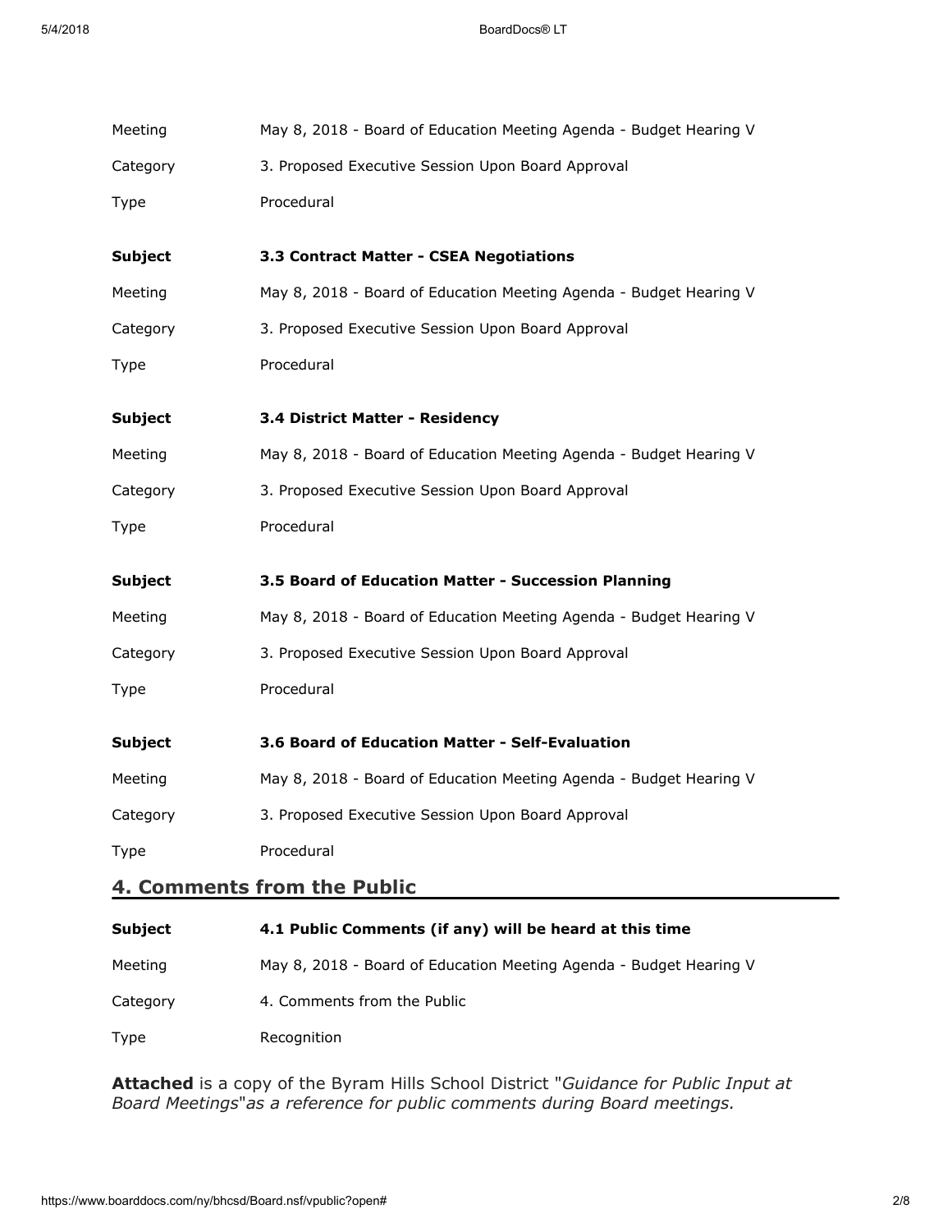| | |
|---|---|
| Meeting | May 8, 2018 - Board of Education Meeting Agenda - Budget Hearing V |
| Category | 3. Proposed Executive Session Upon Board Approval |
| Type | Procedural |

| | |
|---|---|
| **Subject** | **3.3 Contract Matter - CSEA Negotiations** |
| Meeting | May 8, 2018 - Board of Education Meeting Agenda - Budget Hearing V |
| Category | 3. Proposed Executive Session Upon Board Approval |
| Type | Procedural |

| | |
|---|---|
| **Subject** | **3.4 District Matter - Residency** |
| Meeting | May 8, 2018 - Board of Education Meeting Agenda - Budget Hearing V |
| Category | 3. Proposed Executive Session Upon Board Approval |
| Type | Procedural |

| | |
|---|---|
| **Subject** | **3.5 Board of Education Matter - Succession Planning** |
| Meeting | May 8, 2018 - Board of Education Meeting Agenda - Budget Hearing V |
| Category | 3. Proposed Executive Session Upon Board Approval |
| Type | Procedural |

| | |
|---|---|
| **Subject** | **3.6 Board of Education Matter - Self-Evaluation** |
| Meeting | May 8, 2018 - Board of Education Meeting Agenda - Budget Hearing V |
| Category | 3. Proposed Executive Session Upon Board Approval |
| Type | Procedural |

## 4. Comments from the Public

| | |
|---|---|
| **Subject** | **4.1 Public Comments (if any) will be heard at this time** |
| Meeting | May 8, 2018 - Board of Education Meeting Agenda - Budget Hearing V |
| Category | 4. Comments from the Public |
| Type | Recognition |

**Attached** is a copy of the Byram Hills School District "*Guidance for Public Input at Board Meetings*"*as a reference for public comments during Board meetings.*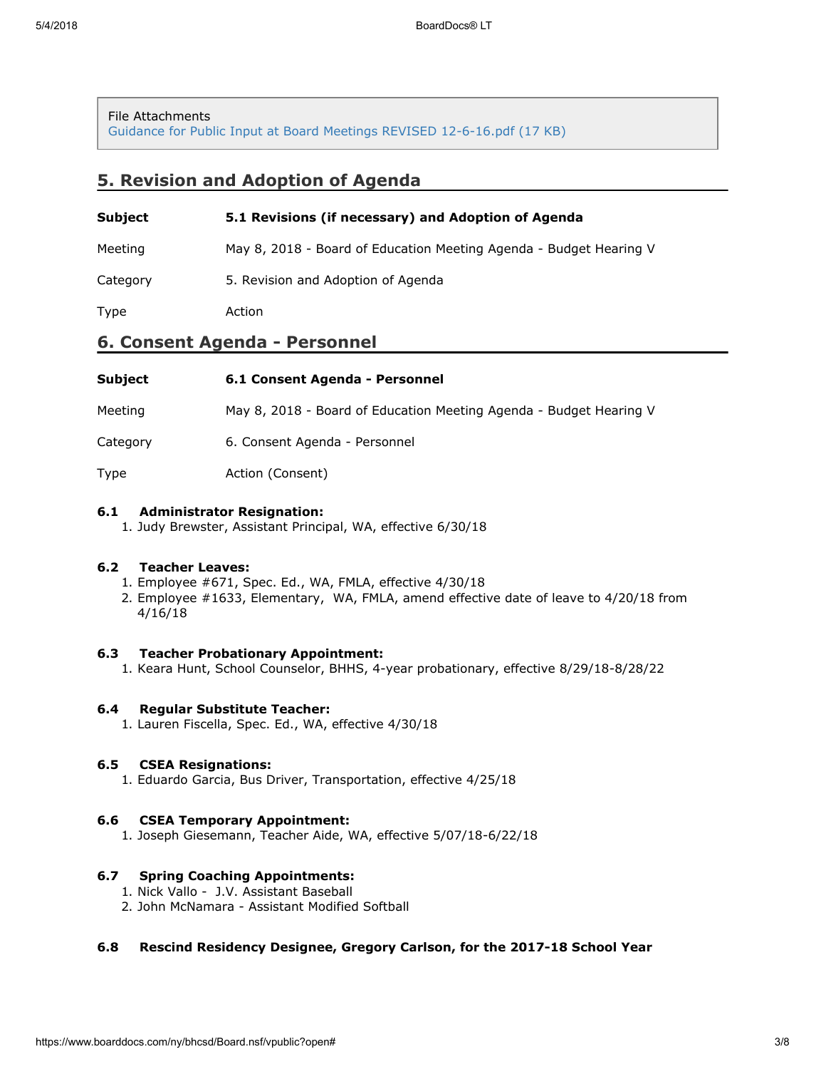File Attachments
Guidance for Public Input at Board Meetings REVISED 12-6-16.pdf (17 KB)

## 5. Revision and Adoption of Agenda

| | |
|---|---|
| **Subject** | **5.1 Revisions (if necessary) and Adoption of Agenda** |
| Meeting | May 8, 2018 - Board of Education Meeting Agenda - Budget Hearing V |
| Category | 5. Revision and Adoption of Agenda |
| Type | Action |

## 6. Consent Agenda - Personnel

| | |
|---|---|
| **Subject** | **6.1 Consent Agenda - Personnel** |
| Meeting | May 8, 2018 - Board of Education Meeting Agenda - Budget Hearing V |
| Category | 6. Consent Agenda - Personnel |
| Type | Action (Consent) |

**6.1 Administrator Resignation:**

1. Judy Brewster, Assistant Principal, WA, effective 6/30/18

**6.2 Teacher Leaves:**

1. Employee #671, Spec. Ed., WA, FMLA, effective 4/30/18
2. Employee #1633, Elementary, WA, FMLA, amend effective date of leave to 4/20/18 from 4/16/18

**6.3 Teacher Probationary Appointment:**

1. Keara Hunt, School Counselor, BHHS, 4-year probationary, effective 8/29/18-8/28/22

**6.4 Regular Substitute Teacher:**

1. Lauren Fiscella, Spec. Ed., WA, effective 4/30/18

**6.5 CSEA Resignations:**

1. Eduardo Garcia, Bus Driver, Transportation, effective 4/25/18

**6.6 CSEA Temporary Appointment:**

1. Joseph Giesemann, Teacher Aide, WA, effective 5/07/18-6/22/18

**6.7 Spring Coaching Appointments:**

1. Nick Vallo - J.V. Assistant Baseball
2. John McNamara - Assistant Modified Softball

**6.8 Rescind Residency Designee, Gregory Carlson, for the 2017-18 School Year**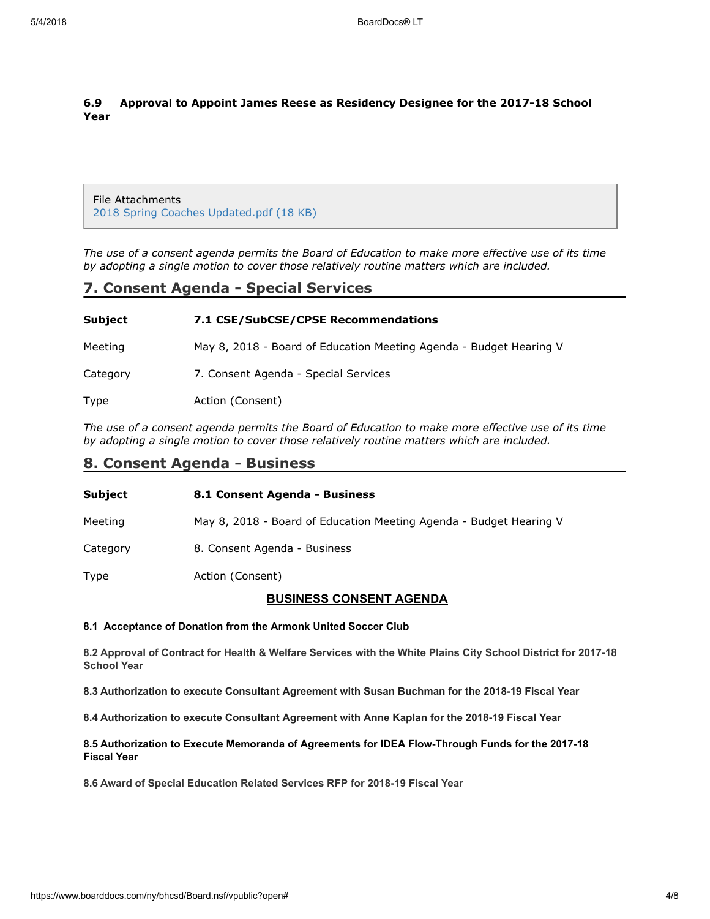**6.9 Approval to Appoint James Reese as Residency Designee for the 2017-18 School Year**

File Attachments
2018 Spring Coaches Updated.pdf (18 KB)

*The use of a consent agenda permits the Board of Education to make more effective use of its time by adopting a single motion to cover those relatively routine matters which are included.*

## 7. Consent Agenda - Special Services

| | |
|---|---|
| **Subject** | **7.1 CSE/SubCSE/CPSE Recommendations** |
| Meeting | May 8, 2018 - Board of Education Meeting Agenda - Budget Hearing V |
| Category | 7. Consent Agenda - Special Services |
| Type | Action (Consent) |

*The use of a consent agenda permits the Board of Education to make more effective use of its time by adopting a single motion to cover those relatively routine matters which are included.*

## 8. Consent Agenda - Business

| | |
|---|---|
| **Subject** | **8.1 Consent Agenda - Business** |
| Meeting | May 8, 2018 - Board of Education Meeting Agenda - Budget Hearing V |
| Category | 8. Consent Agenda - Business |
| Type | Action (Consent) |

**BUSINESS CONSENT AGENDA**

**8.1 Acceptance of Donation from the Armonk United Soccer Club**

**8.2 Approval of Contract for Health & Welfare Services with the White Plains City School District for 2017-18 School Year**

**8.3 Authorization to execute Consultant Agreement with Susan Buchman for the 2018-19 Fiscal Year**

**8.4 Authorization to execute Consultant Agreement with Anne Kaplan for the 2018-19 Fiscal Year**

**8.5 Authorization to Execute Memoranda of Agreements for IDEA Flow-Through Funds for the 2017-18 Fiscal Year**

**8.6 Award of Special Education Related Services RFP for 2018-19 Fiscal Year**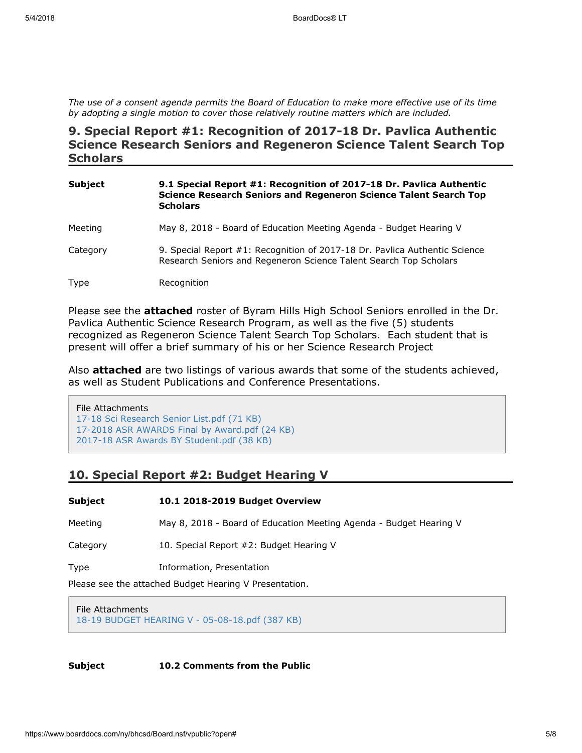*The use of a consent agenda permits the Board of Education to make more effective use of its time by adopting a single motion to cover those relatively routine matters which are included.*

## 9. Special Report #1: Recognition of 2017-18 Dr. Pavlica Authentic Science Research Seniors and Regeneron Science Talent Search Top Scholars

| | |
|---|---|
| **Subject** | **9.1 Special Report #1: Recognition of 2017-18 Dr. Pavlica Authentic Science Research Seniors and Regeneron Science Talent Search Top Scholars** |
| Meeting | May 8, 2018 - Board of Education Meeting Agenda - Budget Hearing V |
| Category | 9. Special Report #1: Recognition of 2017-18 Dr. Pavlica Authentic Science Research Seniors and Regeneron Science Talent Search Top Scholars |
| Type | Recognition |

Please see the **attached** roster of Byram Hills High School Seniors enrolled in the Dr. Pavlica Authentic Science Research Program, as well as the five (5) students recognized as Regeneron Science Talent Search Top Scholars. Each student that is present will offer a brief summary of his or her Science Research Project

Also **attached** are two listings of various awards that some of the students achieved, as well as Student Publications and Conference Presentations.

File Attachments
17-18 Sci Research Senior List.pdf (71 KB)
17-2018 ASR AWARDS Final by Award.pdf (24 KB)
2017-18 ASR Awards BY Student.pdf (38 KB)

## 10. Special Report #2: Budget Hearing V

| | |
|---|---|
| **Subject** | **10.1 2018-2019 Budget Overview** |
| Meeting | May 8, 2018 - Board of Education Meeting Agenda - Budget Hearing V |
| Category | 10. Special Report #2: Budget Hearing V |
| Type | Information, Presentation |

Please see the attached Budget Hearing V Presentation.

File Attachments
18-19 BUDGET HEARING V - 05-08-18.pdf (387 KB)

| | |
|---|---|
| **Subject** | **10.2 Comments from the Public** |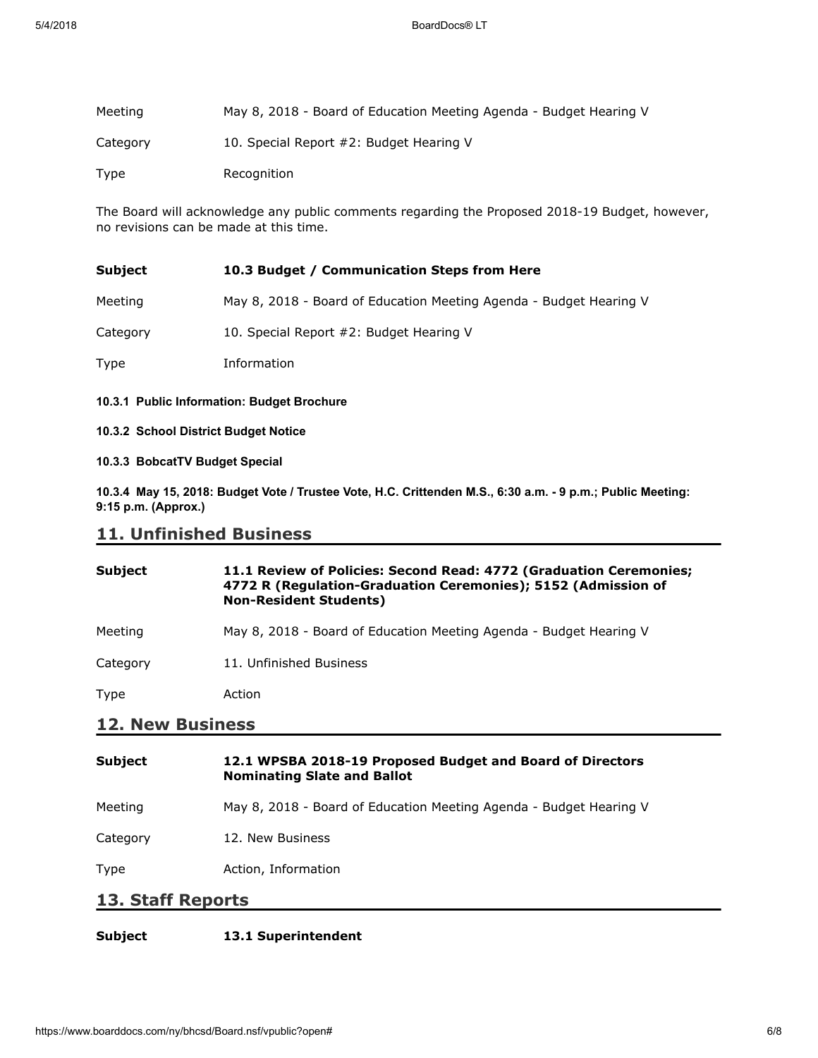| | |
|---|---|
| Meeting | May 8, 2018 - Board of Education Meeting Agenda - Budget Hearing V |
| Category | 10. Special Report #2: Budget Hearing V |
| Type | Recognition |

The Board will acknowledge any public comments regarding the Proposed 2018-19 Budget, however, no revisions can be made at this time.

| | |
|---|---|
| **Subject** | **10.3 Budget / Communication Steps from Here** |
| Meeting | May 8, 2018 - Board of Education Meeting Agenda - Budget Hearing V |
| Category | 10. Special Report #2: Budget Hearing V |
| Type | Information |

**10.3.1 Public Information: Budget Brochure**

**10.3.2 School District Budget Notice**

**10.3.3 BobcatTV Budget Special**

**10.3.4 May 15, 2018: Budget Vote / Trustee Vote, H.C. Crittenden M.S., 6:30 a.m. - 9 p.m.; Public Meeting: 9:15 p.m. (Approx.)**

## 11. Unfinished Business

| | |
|---|---|
| **Subject** | **11.1 Review of Policies: Second Read: 4772 (Graduation Ceremonies; 4772 R (Regulation-Graduation Ceremonies); 5152 (Admission of Non-Resident Students)** |
| Meeting | May 8, 2018 - Board of Education Meeting Agenda - Budget Hearing V |
| Category | 11. Unfinished Business |
| Type | Action |

## 12. New Business

| | |
|---|---|
| **Subject** | **12.1 WPSBA 2018-19 Proposed Budget and Board of Directors Nominating Slate and Ballot** |
| Meeting | May 8, 2018 - Board of Education Meeting Agenda - Budget Hearing V |
| Category | 12. New Business |
| Type | Action, Information |

## 13. Staff Reports

| | |
|---|---|
| **Subject** | **13.1 Superintendent** |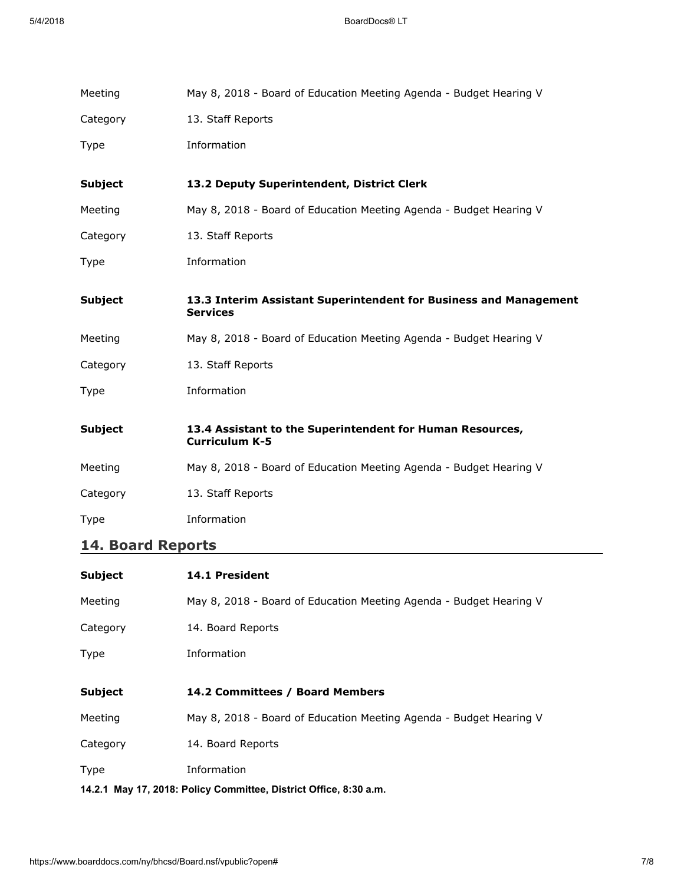| | |
|---|---|
| Meeting | May 8, 2018 - Board of Education Meeting Agenda - Budget Hearing V |
| Category | 13. Staff Reports |
| Type | Information |

| | |
|---|---|
| **Subject** | **13.2 Deputy Superintendent, District Clerk** |
| Meeting | May 8, 2018 - Board of Education Meeting Agenda - Budget Hearing V |
| Category | 13. Staff Reports |
| Type | Information |

| | |
|---|---|
| **Subject** | **13.3 Interim Assistant Superintendent for Business and Management Services** |
| Meeting | May 8, 2018 - Board of Education Meeting Agenda - Budget Hearing V |
| Category | 13. Staff Reports |
| Type | Information |

| | |
|---|---|
| **Subject** | **13.4 Assistant to the Superintendent for Human Resources, Curriculum K-5** |
| Meeting | May 8, 2018 - Board of Education Meeting Agenda - Budget Hearing V |
| Category | 13. Staff Reports |
| Type | Information |

## 14. Board Reports

| | |
|---|---|
| **Subject** | **14.1 President** |
| Meeting | May 8, 2018 - Board of Education Meeting Agenda - Budget Hearing V |
| Category | 14. Board Reports |
| Type | Information |

| | |
|---|---|
| **Subject** | **14.2 Committees / Board Members** |
| Meeting | May 8, 2018 - Board of Education Meeting Agenda - Budget Hearing V |
| Category | 14. Board Reports |
| Type | Information |

**14.2.1 May 17, 2018: Policy Committee, District Office, 8:30 a.m.**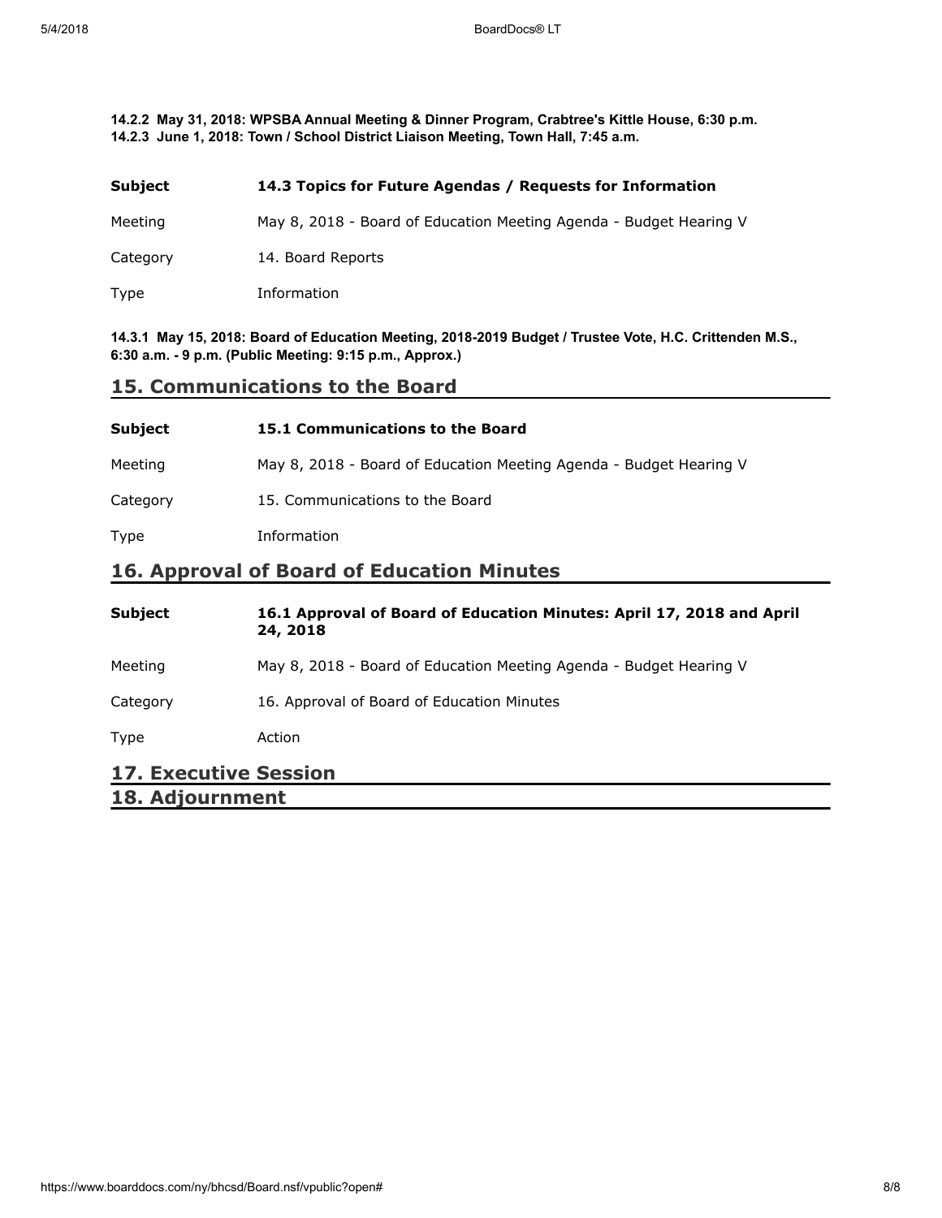**14.2.2 May 31, 2018: WPSBA Annual Meeting & Dinner Program, Crabtree's Kittle House, 6:30 p.m.**
**14.2.3 June 1, 2018: Town / School District Liaison Meeting, Town Hall, 7:45 a.m.**

| | |
|---|---|
| **Subject** | **14.3 Topics for Future Agendas / Requests for Information** |
| Meeting | May 8, 2018 - Board of Education Meeting Agenda - Budget Hearing V |
| Category | 14. Board Reports |
| Type | Information |

**14.3.1 May 15, 2018: Board of Education Meeting, 2018-2019 Budget / Trustee Vote, H.C. Crittenden M.S., 6:30 a.m. - 9 p.m. (Public Meeting: 9:15 p.m., Approx.)**

## 15. Communications to the Board

| | |
|---|---|
| **Subject** | **15.1 Communications to the Board** |
| Meeting | May 8, 2018 - Board of Education Meeting Agenda - Budget Hearing V |
| Category | 15. Communications to the Board |
| Type | Information |

## 16. Approval of Board of Education Minutes

| | |
|---|---|
| **Subject** | **16.1 Approval of Board of Education Minutes: April 17, 2018 and April 24, 2018** |
| Meeting | May 8, 2018 - Board of Education Meeting Agenda - Budget Hearing V |
| Category | 16. Approval of Board of Education Minutes |
| Type | Action |

## 17. Executive Session

## 18. Adjournment